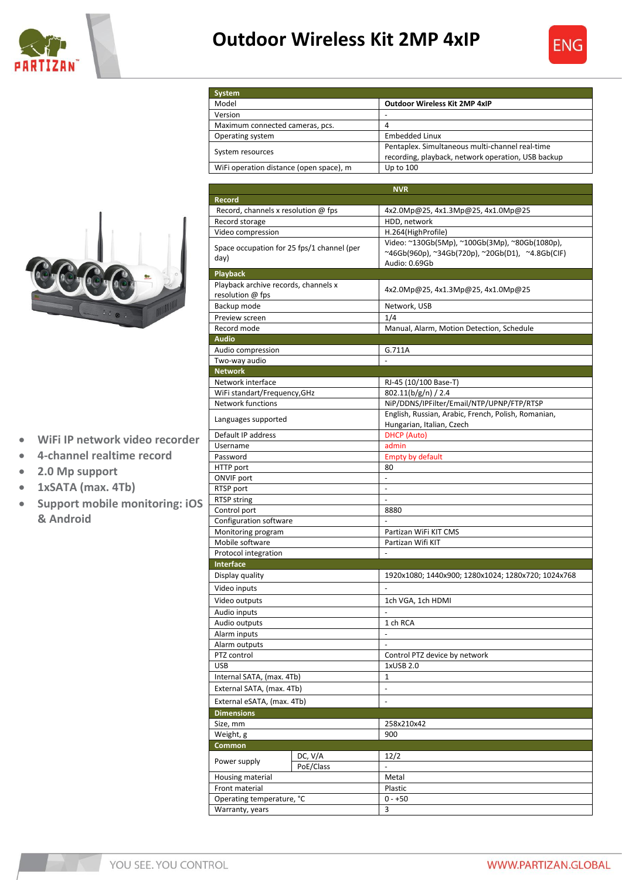# Outdoor Wireless Kit 2MP 4xIP

- WiFi IP network video recorder
- 4-channel realtime record
- 2.0 Mp support
- 1xSATA (max. 4Tb)
- Support mobile monitoring: iOS & Android

| System | |
|---|---|
| Model | **Outdoor Wireless Kit 2MP 4xIP** |
| Version | - |
| Maximum connected cameras, pcs. | 4 |
| Operating system | Embedded Linux |
| System resources | Pentaplex. Simultaneous multi-channel real-time recording, playback, network operation, USB backup |
| WiFi operation distance (open space), m | Up to 100 |

| NVR | | |
|---|---|---|
| **Record** | | |
| Record, channels x resolution @ fps | | 4x2.0Mp@25, 4x1.3Mp@25, 4x1.0Mp@25 |
| Record storage | | HDD, network |
| Video compression | | H.264(HighProfile) |
| Space occupation for 25 fps/1 channel (per day) | | Video: ~130Gb(5Mp), ~100Gb(3Mp), ~80Gb(1080p), ~46Gb(960p), ~34Gb(720p), ~20Gb(D1), ~4.8Gb(CIF) Audio: 0.69Gb |
| **Playback** | | |
| Playback archive records, channels x resolution @ fps | | 4x2.0Mp@25, 4x1.3Mp@25, 4x1.0Mp@25 |
| Backup mode | | Network, USB |
| Preview screen | | 1/4 |
| Record mode | | Manual, Alarm, Motion Detection, Schedule |
| **Audio** | | |
| Audio compression | | G.711A |
| Two-way audio | | - |
| **Network** | | |
| Network interface | | RJ-45 (10/100 Base-T) |
| WiFi standart/Frequency,GHz | | 802.11(b/g/n) / 2.4 |
| Network functions | | NiP/DDNS/IPFilter/Email/NTP/UPNP/FTP/RTSP |
| Languages supported | | English, Russian, Arabic, French, Polish, Romanian, Hungarian, Italian, Czech |
| Default IP address | | DHCP (Auto) |
| Username | | admin |
| Password | | Empty by default |
| HTTP port | | 80 |
| ONVIF port | | - |
| RTSP port | | - |
| RTSP string | | - |
| Control port | | 8880 |
| Configuration software | | - |
| Monitoring program | | Partizan WiFi KIT CMS |
| Mobile software | | Partizan Wifi KIT |
| Protocol integration | | - |
| **Interface** | | |
| Display quality | | 1920x1080; 1440x900; 1280x1024; 1280x720; 1024x768 |
| Video inputs | | - |
| Video outputs | | 1ch VGA, 1ch HDMI |
| Audio inputs | | - |
| Audio outputs | | 1 ch RCA |
| Alarm inputs | | - |
| Alarm outputs | | - |
| PTZ control | | Control PTZ device by network |
| USB | | 1xUSB 2.0 |
| Internal SATA, (max. 4Tb) | | 1 |
| External SATA, (max. 4Tb) | | - |
| External eSATA, (max. 4Tb) | | - |
| **Dimensions** | | |
| Size, mm | | 258x210x42 |
| Weight, g | | 900 |
| **Common** | | |
| Power supply | DC, V/A | 12/2 |
| | PoE/Class | - |
| Housing material | | Metal |
| Front material | | Plastic |
| Operating temperature, °C | | 0 - +50 |
| Warranty, years | | 3 |

YOU SEE. YOU CONTROL

WWW.PARTIZAN.GLOBAL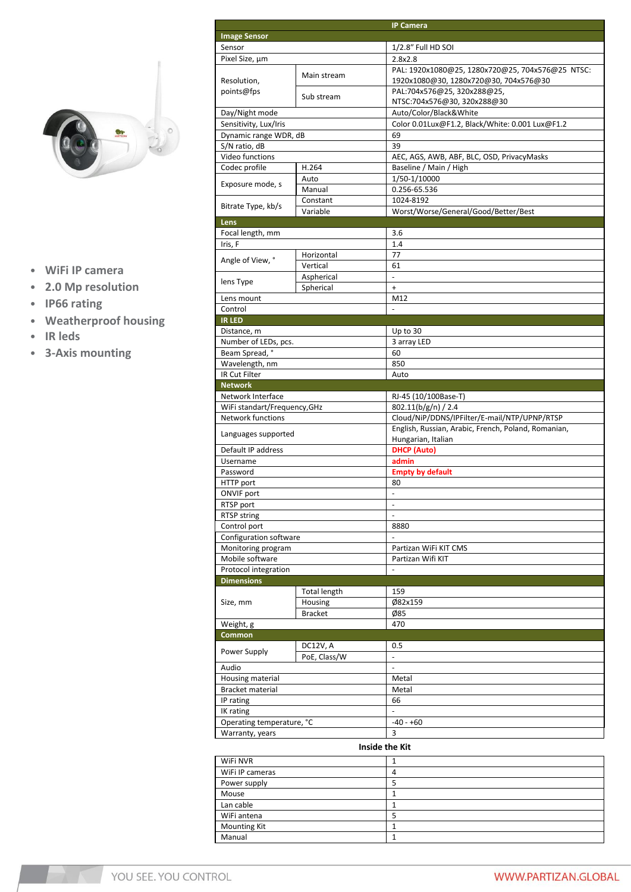- WiFi IP camera
- 2.0 Mp resolution
- IP66 rating
- Weatherproof housing
- IR leds
- 3-Axis mounting

| IP Camera | | |
|---|---|---|
| **Image Sensor** | | |
| Sensor | | 1/2.8" Full HD SOI |
| Pixel Size, µm | | 2.8x2.8 |
| Resolution, points@fps | Main stream | PAL: 1920x1080@25, 1280x720@25, 704x576@25 NTSC: 1920x1080@30, 1280x720@30, 704x576@30 |
| | Sub stream | PAL:704x576@25, 320x288@25, NTSC:704x576@30, 320x288@30 |
| Day/Night mode | | Auto/Color/Black&White |
| Sensitivity, Lux/Iris | | Color 0.01Lux@F1.2, Black/White: 0.001 Lux@F1.2 |
| Dynamic range WDR, dB | | 69 |
| S/N ratio, dB | | 39 |
| Video functions | | AEC, AGS, AWB, ABF, BLC, OSD, PrivacyMasks |
| Codec profile | H.264 | Baseline / Main / High |
| Exposure mode, s | Auto | 1/50-1/10000 |
| | Manual | 0.256-65.536 |
| Bitrate Type, kb/s | Constant | 1024-8192 |
| | Variable | Worst/Worse/General/Good/Better/Best |
| **Lens** | | |
| Focal length, mm | | 3.6 |
| Iris, F | | 1.4 |
| Angle of View, ° | Horizontal | 77 |
| | Vertical | 61 |
| lens Type | Aspherical | - |
| | Spherical | + |
| Lens mount | | M12 |
| Control | | - |
| **IR LED** | | |
| Distance, m | | Up to 30 |
| Number of LEDs, pcs. | | 3 array LED |
| Beam Spread, ° | | 60 |
| Wavelength, nm | | 850 |
| IR Cut Filter | | Auto |
| **Network** | | |
| Network Interface | | RJ-45 (10/100Base-T) |
| WiFi standart/Frequency,GHz | | 802.11(b/g/n) / 2.4 |
| Network functions | | Cloud/NiP/DDNS/IPFilter/E-mail/NTP/UPNP/RTSP |
| Languages supported | | English, Russian, Arabic, French, Poland, Romanian, Hungarian, Italian |
| Default IP address | | **DHCP (Auto)** |
| Username | | **admin** |
| Password | | **Empty by default** |
| HTTP port | | 80 |
| ONVIF port | | - |
| RTSP port | | - |
| RTSP string | | - |
| Control port | | 8880 |
| Configuration software | | - |
| Monitoring program | | Partizan WiFi KIT CMS |
| Mobile software | | Partizan Wifi KIT |
| Protocol integration | | - |
| **Dimensions** | | |
| Size, mm | Total length | 159 |
| | Housing | Ø82x159 |
| | Bracket | Ø85 |
| Weight, g | | 470 |
| **Common** | | |
| Power Supply | DC12V, A | 0.5 |
| | PoE, Class/W | - |
| Audio | | - |
| Housing material | | Metal |
| Bracket material | | Metal |
| IP rating | | 66 |
| IK rating | | - |
| Operating temperature, °C | | -40 - +60 |
| Warranty, years | | 3 |

**Inside the Kit**

| | |
|---|---|
| WiFi NVR | 1 |
| WiFi IP cameras | 4 |
| Power supply | 5 |
| Mouse | 1 |
| Lan cable | 1 |
| WiFi antena | 5 |
| Mounting Kit | 1 |
| Manual | 1 |

YOU SEE. YOU CONTROL

WWW.PARTIZAN.GLOBAL